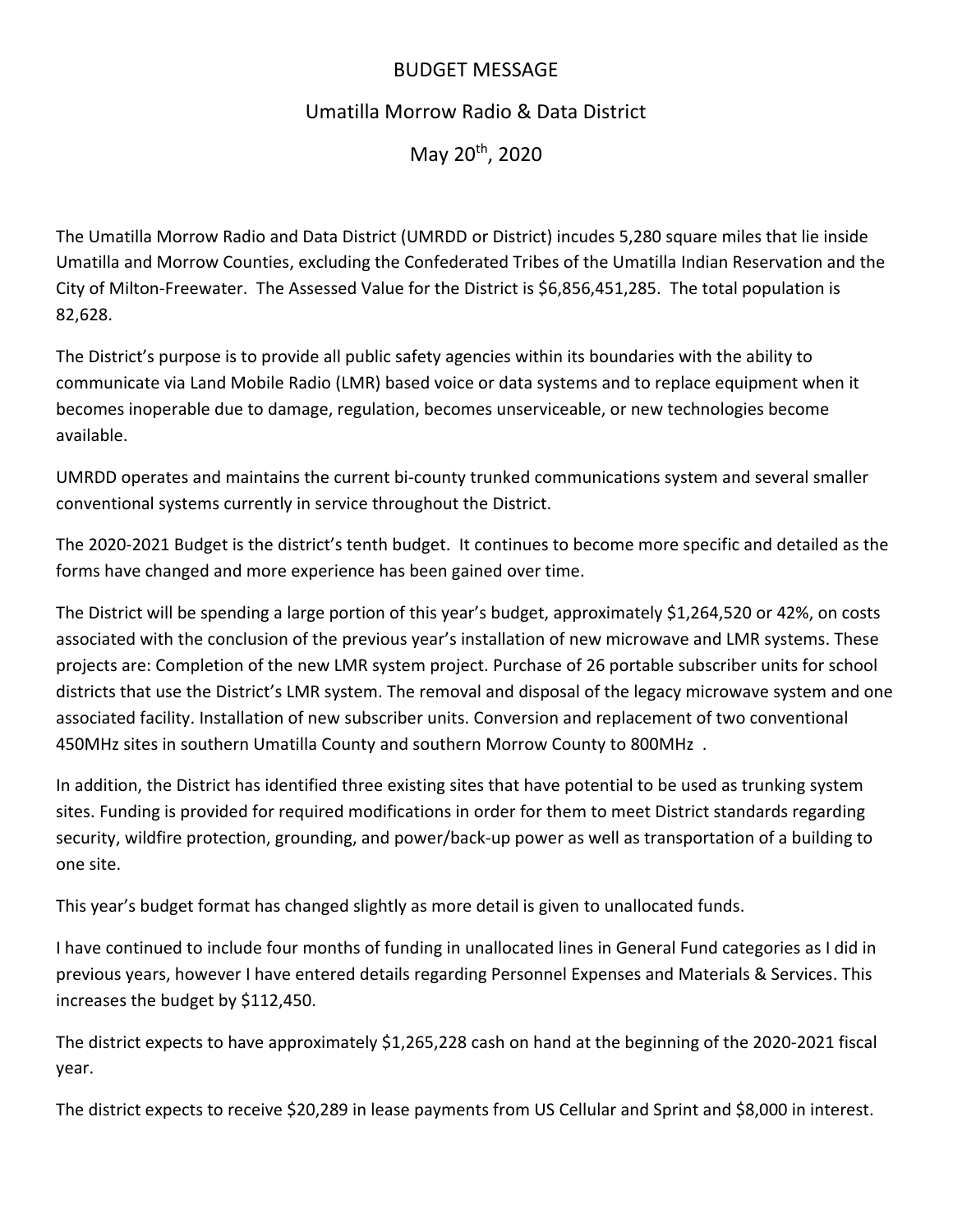# BUDGET MESSAGE

## Umatilla Morrow Radio & Data District

## May 20th, 2020

The Umatilla Morrow Radio and Data District (UMRDD or District) incudes 5,280 square miles that lie inside Umatilla and Morrow Counties, excluding the Confederated Tribes of the Umatilla Indian Reservation and the City of Milton-Freewater. The Assessed Value for the District is $6,856,451,285. The total population is 82,628.

The District's purpose is to provide all public safety agencies within its boundaries with the ability to communicate via Land Mobile Radio (LMR) based voice or data systems and to replace equipment when it becomes inoperable due to damage, regulation, becomes unserviceable, or new technologies become available.

UMRDD operates and maintains the current bi-county trunked communications system and several smaller conventional systems currently in service throughout the District.

The 2020-2021 Budget is the district's tenth budget. It continues to become more specific and detailed as the forms have changed and more experience has been gained over time.

The District will be spending a large portion of this year's budget, approximately $1,264,520 or 42%, on costs associated with the conclusion of the previous year's installation of new microwave and LMR systems. These projects are: Completion of the new LMR system project. Purchase of 26 portable subscriber units for school districts that use the District's LMR system. The removal and disposal of the legacy microwave system and one associated facility. Installation of new subscriber units. Conversion and replacement of two conventional 450MHz sites in southern Umatilla County and southern Morrow County to 800MHz .

In addition, the District has identified three existing sites that have potential to be used as trunking system sites. Funding is provided for required modifications in order for them to meet District standards regarding security, wildfire protection, grounding, and power/back-up power as well as transportation of a building to one site.

This year's budget format has changed slightly as more detail is given to unallocated funds.

I have continued to include four months of funding in unallocated lines in General Fund categories as I did in previous years, however I have entered details regarding Personnel Expenses and Materials & Services. This increases the budget by $112,450.

The district expects to have approximately $1,265,228 cash on hand at the beginning of the 2020-2021 fiscal year.

The district expects to receive $20,289 in lease payments from US Cellular and Sprint and $8,000 in interest.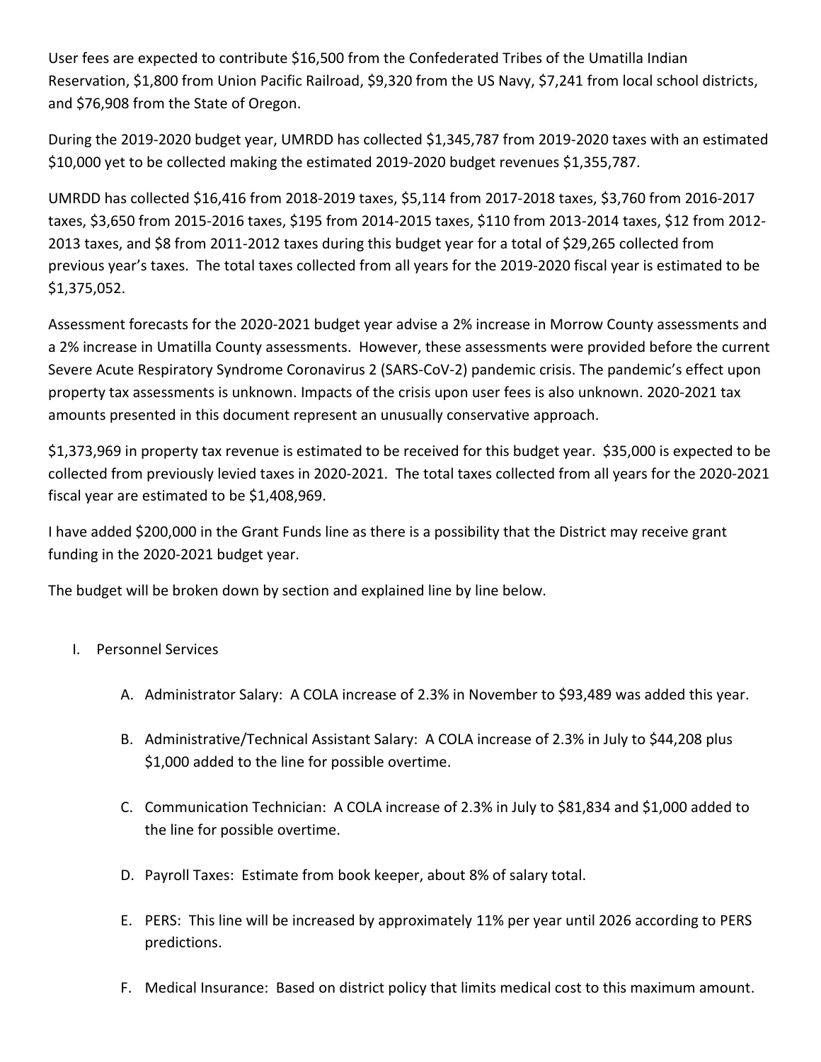User fees are expected to contribute $16,500 from the Confederated Tribes of the Umatilla Indian Reservation, $1,800 from Union Pacific Railroad, $9,320 from the US Navy, $7,241 from local school districts, and $76,908 from the State of Oregon.

During the 2019-2020 budget year, UMRDD has collected $1,345,787 from 2019-2020 taxes with an estimated $10,000 yet to be collected making the estimated 2019-2020 budget revenues $1,355,787.

UMRDD has collected $16,416 from 2018-2019 taxes, $5,114 from 2017-2018 taxes, $3,760 from 2016-2017 taxes, $3,650 from 2015-2016 taxes, $195 from 2014-2015 taxes, $110 from 2013-2014 taxes, $12 from 2012-2013 taxes, and $8 from 2011-2012 taxes during this budget year for a total of $29,265 collected from previous year's taxes. The total taxes collected from all years for the 2019-2020 fiscal year is estimated to be $1,375,052.

Assessment forecasts for the 2020-2021 budget year advise a 2% increase in Morrow County assessments and a 2% increase in Umatilla County assessments. However, these assessments were provided before the current Severe Acute Respiratory Syndrome Coronavirus 2 (SARS-CoV-2) pandemic crisis. The pandemic's effect upon property tax assessments is unknown. Impacts of the crisis upon user fees is also unknown. 2020-2021 tax amounts presented in this document represent an unusually conservative approach.

$1,373,969 in property tax revenue is estimated to be received for this budget year. $35,000 is expected to be collected from previously levied taxes in 2020-2021. The total taxes collected from all years for the 2020-2021 fiscal year are estimated to be $1,408,969.

I have added $200,000 in the Grant Funds line as there is a possibility that the District may receive grant funding in the 2020-2021 budget year.

The budget will be broken down by section and explained line by line below.

I. Personnel Services

   A. Administrator Salary: A COLA increase of 2.3% in November to $93,489 was added this year.

   B. Administrative/Technical Assistant Salary: A COLA increase of 2.3% in July to $44,208 plus $1,000 added to the line for possible overtime.

   C. Communication Technician: A COLA increase of 2.3% in July to $81,834 and $1,000 added to the line for possible overtime.

   D. Payroll Taxes: Estimate from book keeper, about 8% of salary total.

   E. PERS: This line will be increased by approximately 11% per year until 2026 according to PERS predictions.

   F. Medical Insurance: Based on district policy that limits medical cost to this maximum amount.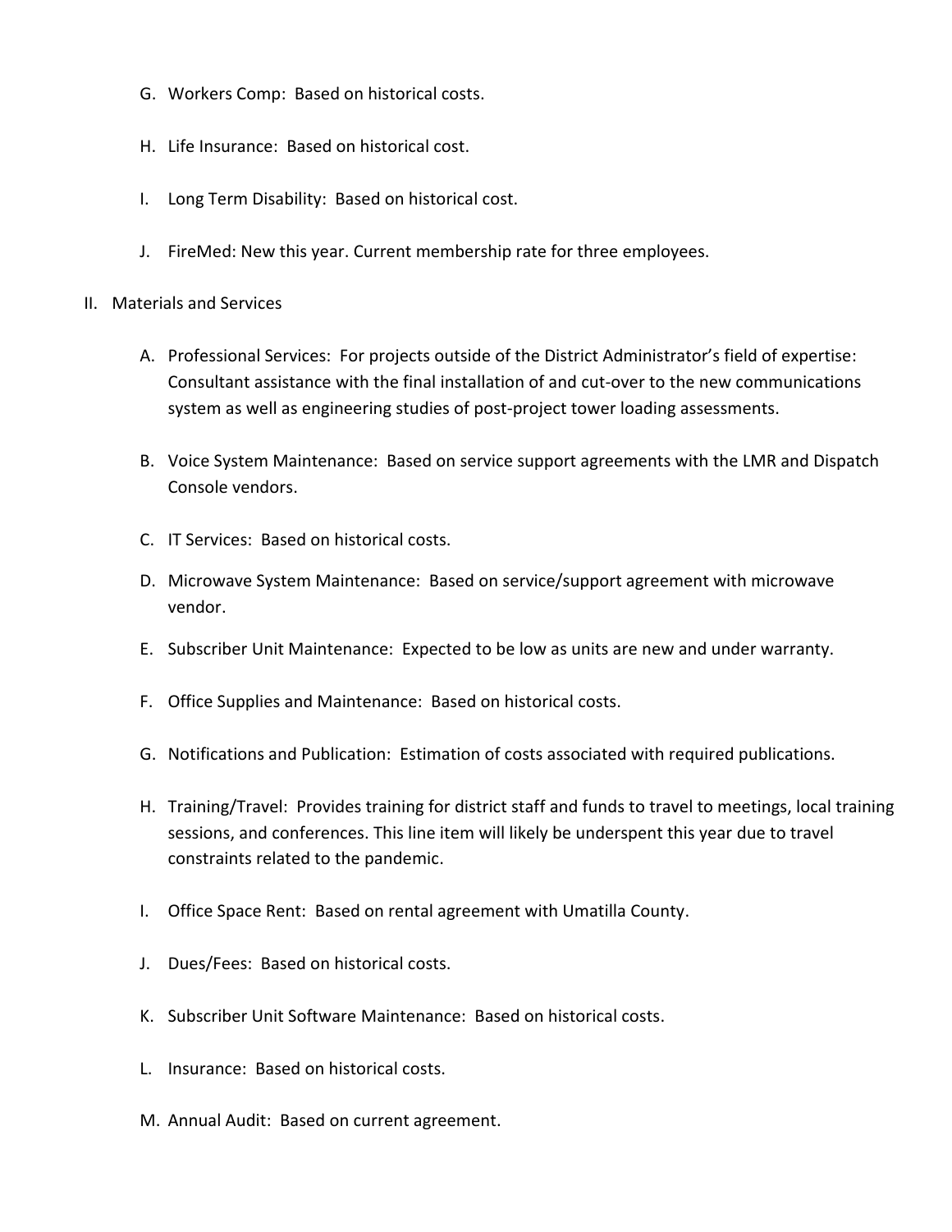G. Workers Comp: Based on historical costs.

H. Life Insurance: Based on historical cost.

I. Long Term Disability: Based on historical cost.

J. FireMed: New this year. Current membership rate for three employees.

II. Materials and Services

A. Professional Services: For projects outside of the District Administrator's field of expertise: Consultant assistance with the final installation of and cut-over to the new communications system as well as engineering studies of post-project tower loading assessments.

B. Voice System Maintenance: Based on service support agreements with the LMR and Dispatch Console vendors.

C. IT Services: Based on historical costs.

D. Microwave System Maintenance: Based on service/support agreement with microwave vendor.

E. Subscriber Unit Maintenance: Expected to be low as units are new and under warranty.

F. Office Supplies and Maintenance: Based on historical costs.

G. Notifications and Publication: Estimation of costs associated with required publications.

H. Training/Travel: Provides training for district staff and funds to travel to meetings, local training sessions, and conferences. This line item will likely be underspent this year due to travel constraints related to the pandemic.

I. Office Space Rent: Based on rental agreement with Umatilla County.

J. Dues/Fees: Based on historical costs.

K. Subscriber Unit Software Maintenance: Based on historical costs.

L. Insurance: Based on historical costs.

M. Annual Audit: Based on current agreement.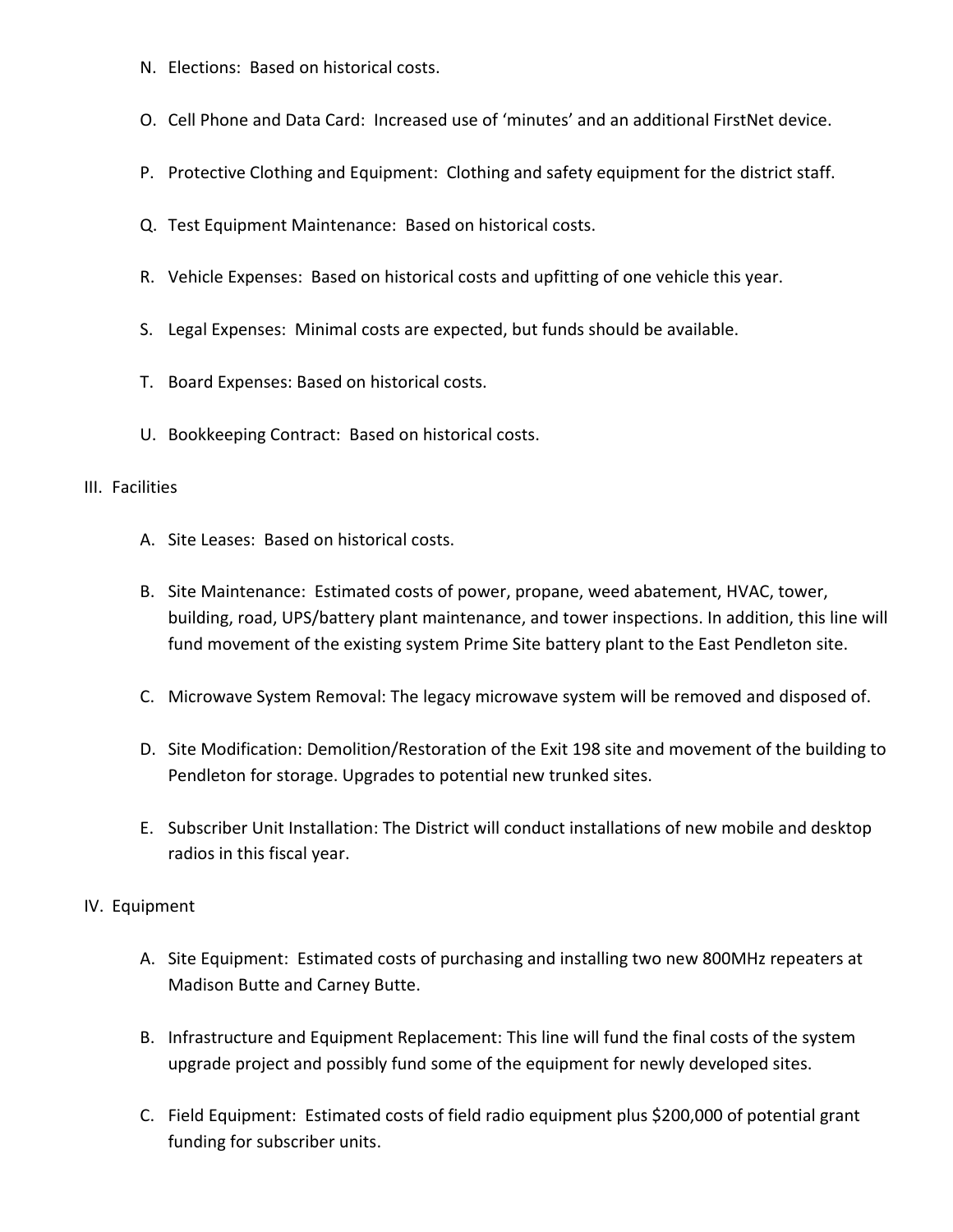N. Elections: Based on historical costs.

O. Cell Phone and Data Card: Increased use of 'minutes' and an additional FirstNet device.

P. Protective Clothing and Equipment: Clothing and safety equipment for the district staff.

Q. Test Equipment Maintenance: Based on historical costs.

R. Vehicle Expenses: Based on historical costs and upfitting of one vehicle this year.

S. Legal Expenses: Minimal costs are expected, but funds should be available.

T. Board Expenses: Based on historical costs.

U. Bookkeeping Contract: Based on historical costs.

III. Facilities

A. Site Leases: Based on historical costs.

B. Site Maintenance: Estimated costs of power, propane, weed abatement, HVAC, tower, building, road, UPS/battery plant maintenance, and tower inspections. In addition, this line will fund movement of the existing system Prime Site battery plant to the East Pendleton site.

C. Microwave System Removal: The legacy microwave system will be removed and disposed of.

D. Site Modification: Demolition/Restoration of the Exit 198 site and movement of the building to Pendleton for storage. Upgrades to potential new trunked sites.

E. Subscriber Unit Installation: The District will conduct installations of new mobile and desktop radios in this fiscal year.

IV. Equipment

A. Site Equipment: Estimated costs of purchasing and installing two new 800MHz repeaters at Madison Butte and Carney Butte.

B. Infrastructure and Equipment Replacement: This line will fund the final costs of the system upgrade project and possibly fund some of the equipment for newly developed sites.

C. Field Equipment: Estimated costs of field radio equipment plus $200,000 of potential grant funding for subscriber units.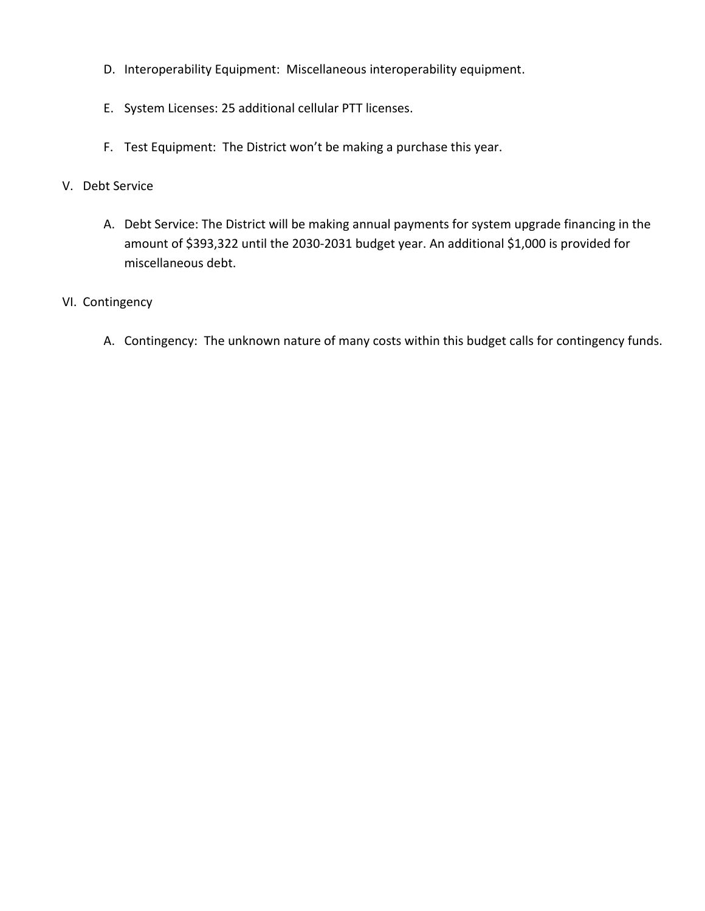D. Interoperability Equipment: Miscellaneous interoperability equipment.

E. System Licenses: 25 additional cellular PTT licenses.

F. Test Equipment: The District won't be making a purchase this year.

V. Debt Service

A. Debt Service: The District will be making annual payments for system upgrade financing in the amount of $393,322 until the 2030-2031 budget year. An additional $1,000 is provided for miscellaneous debt.

VI. Contingency

A. Contingency: The unknown nature of many costs within this budget calls for contingency funds.